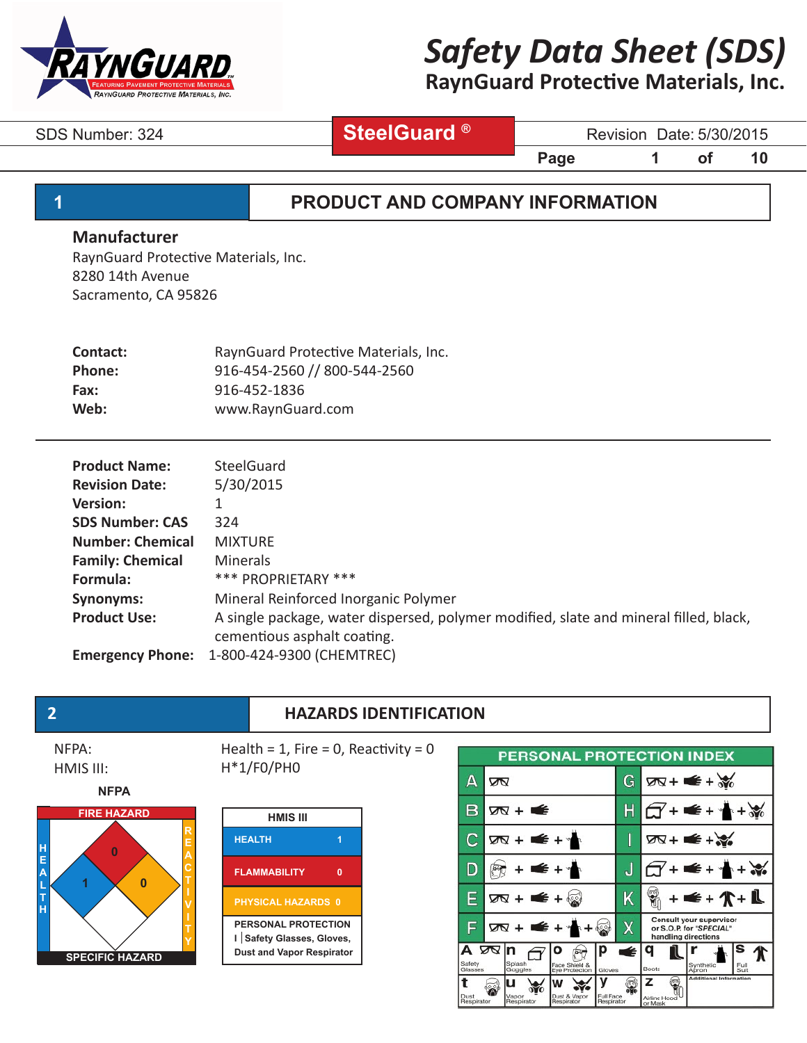# Safety Data Sheet (SDS)

**RaynGuard Protective Materials, Inc.**

SDS Number: 324 | **SteelGuard ®** | Revision Date: 5/30/2015

## 1 PRODUCT AND COMPANY INFORMATION

### Manufacturer

RaynGuard Protective Materials, Inc.
8280 14th Avenue
Sacramento, CA 95826

**Contact:** RaynGuard Protective Materials, Inc.
**Phone:** 916-454-2560 // 800-544-2560
**Fax:** 916-452-1836
**Web:** www.RaynGuard.com

---

**Product Name:** SteelGuard
**Revision Date:** 5/30/2015
**Version:** 1
**SDS Number: CAS** 324
**Number: Chemical** MIXTURE
**Family: Chemical** Minerals
**Formula:** *** PROPRIETARY ***
**Synonyms:** Mineral Reinforced Inorganic Polymer
**Product Use:** A single package, water dispersed, polymer modified, slate and mineral filled, black, cementious asphalt coating.
**Emergency Phone:** 1-800-424-9300 (CHEMTREC)

## 2 HAZARDS IDENTIFICATION

NFPA: Health = 1, Fire = 0, Reactivity = 0
HMIS III: H*1/F0/PH0

**NFPA**

FIRE HAZARD: 0
HEALTH: 1
REACTIVITY: 0
SPECIFIC HAZARD: (blank)

**HMIS III**

| HMIS III | |
|---|---|
| HEALTH | 1 |
| FLAMMABILITY | 0 |
| PHYSICAL HAZARDS | 0 |
| PERSONAL PROTECTION | I Safety Glasses, Gloves, Dust and Vapor Respirator |

**PERSONAL PROTECTION INDEX**

| | | | |
|---|---|---|---|
| A | Safety Glasses | G | Safety Glasses + Gloves + Vapor Respirator |
| B | Safety Glasses + Gloves | H | Splash Goggles + Gloves + Synthetic Apron + Vapor Respirator |
| C | Safety Glasses + Gloves + Synthetic Apron | I | Safety Glasses + Gloves + Dust & Vapor Respirator |
| D | Face Shield & Eye Protection + Gloves + Synthetic Apron | J | Splash Goggles + Gloves + Synthetic Apron + Dust & Vapor Respirator |
| E | Safety Glasses + Gloves + Dust Respirator | K | Airline Hood or Mask + Gloves + Full Suit + Boots |
| F | Safety Glasses + Gloves + Synthetic Apron + Dust Respirator | X | Consult your supervisor or S.O.P. for "SPECIAL" handling directions |

a Safety Glasses; n Splash Goggles; o Face Shield & Eye Protection; p Gloves; q Boots; r Synthetic Apron; s Full Suit; t Dust Respirator; u Vapor Respirator; w Dust & Vapor Respirator; y Full Face Respirator; z Airline Hood or Mask; Additional Information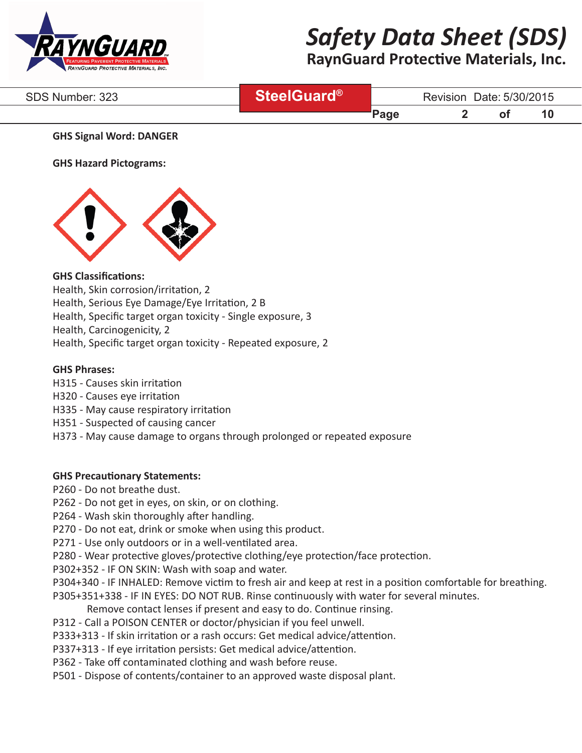**GHS Signal Word: DANGER**

**GHS Hazard Pictograms:**

**GHS Classifications:**

Health, Skin corrosion/irritation, 2
Health, Serious Eye Damage/Eye Irritation, 2 B
Health, Specific target organ toxicity - Single exposure, 3
Health, Carcinogenicity, 2
Health, Specific target organ toxicity - Repeated exposure, 2

**GHS Phrases:**

H315 - Causes skin irritation
H320 - Causes eye irritation
H335 - May cause respiratory irritation
H351 - Suspected of causing cancer
H373 - May cause damage to organs through prolonged or repeated exposure

**GHS Precautionary Statements:**

P260 - Do not breathe dust.
P262 - Do not get in eyes, on skin, or on clothing.
P264 - Wash skin thoroughly after handling.
P270 - Do not eat, drink or smoke when using this product.
P271 - Use only outdoors or in a well-ventilated area.
P280 - Wear protective gloves/protective clothing/eye protection/face protection.
P302+352 - IF ON SKIN: Wash with soap and water.
P304+340 - IF INHALED: Remove victim to fresh air and keep at rest in a position comfortable for breathing.
P305+351+338 - IF IN EYES: DO NOT RUB. Rinse continuously with water for several minutes.
Remove contact lenses if present and easy to do. Continue rinsing.
P312 - Call a POISON CENTER or doctor/physician if you feel unwell.
P333+313 - If skin irritation or a rash occurs: Get medical advice/attention.
P337+313 - If eye irritation persists: Get medical advice/attention.
P362 - Take off contaminated clothing and wash before reuse.
P501 - Dispose of contents/container to an approved waste disposal plant.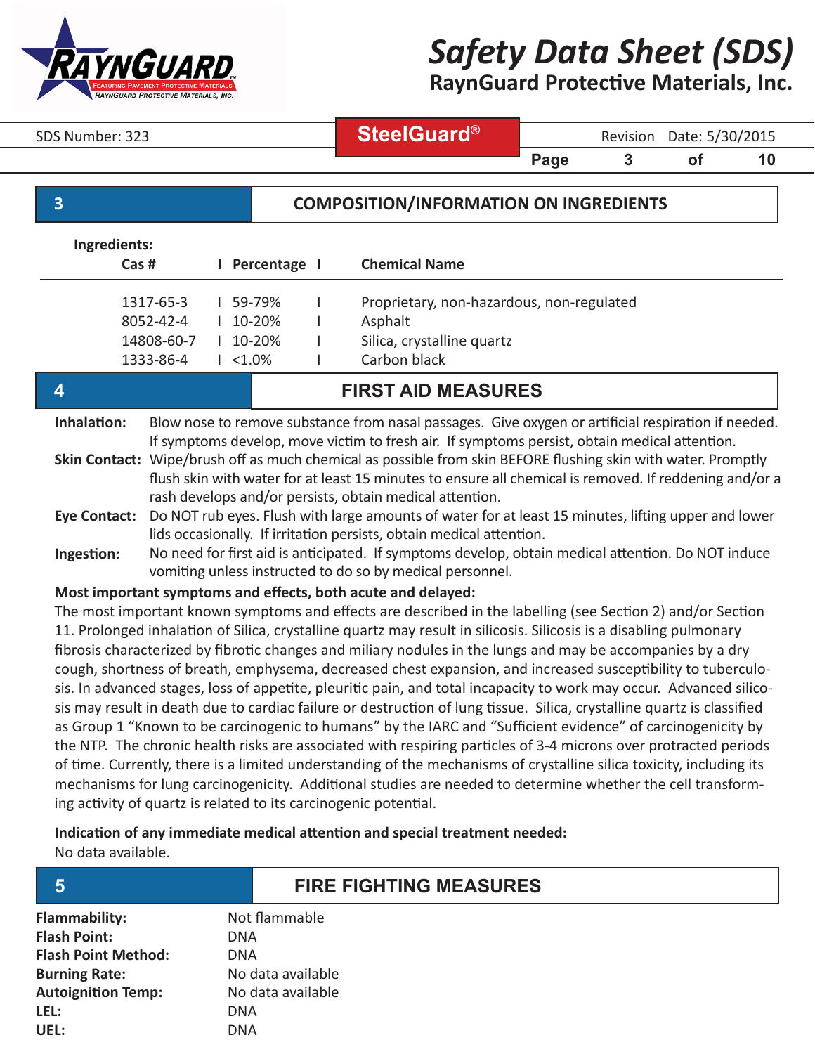## 3 COMPOSITION/INFORMATION ON INGREDIENTS

**Ingredients:**

| Cas # | Percentage | Chemical Name |
|---|---|---|
| 1317-65-3 | 59-79% | Proprietary, non-hazardous, non-regulated |
| 8052-42-4 | 10-20% | Asphalt |
| 14808-60-7 | 10-20% | Silica, crystalline quartz |
| 1333-86-4 | <1.0% | Carbon black |

## 4 FIRST AID MEASURES

**Inhalation:** Blow nose to remove substance from nasal passages. Give oxygen or artificial respiration if needed. If symptoms develop, move victim to fresh air. If symptoms persist, obtain medical attention.

**Skin Contact:** Wipe/brush off as much chemical as possible from skin BEFORE flushing skin with water. Promptly flush skin with water for at least 15 minutes to ensure all chemical is removed. If reddening and/or a rash develops and/or persists, obtain medical attention.

**Eye Contact:** Do NOT rub eyes. Flush with large amounts of water for at least 15 minutes, lifting upper and lower lids occasionally. If irritation persists, obtain medical attention.

**Ingestion:** No need for first aid is anticipated. If symptoms develop, obtain medical attention. Do NOT induce vomiting unless instructed to do so by medical personnel.

**Most important symptoms and effects, both acute and delayed:**

The most important known symptoms and effects are described in the labelling (see Section 2) and/or Section 11. Prolonged inhalation of Silica, crystalline quartz may result in silicosis. Silicosis is a disabling pulmonary fibrosis characterized by fibrotic changes and miliary nodules in the lungs and may be accompanies by a dry cough, shortness of breath, emphysema, decreased chest expansion, and increased susceptibility to tuberculosis. In advanced stages, loss of appetite, pleuritic pain, and total incapacity to work may occur. Advanced silicosis may result in death due to cardiac failure or destruction of lung tissue. Silica, crystalline quartz is classified as Group 1 "Known to be carcinogenic to humans" by the IARC and "Sufficient evidence" of carcinogenicity by the NTP. The chronic health risks are associated with respiring particles of 3-4 microns over protracted periods of time. Currently, there is a limited understanding of the mechanisms of crystalline silica toxicity, including its mechanisms for lung carcinogenicity. Additional studies are needed to determine whether the cell transforming activity of quartz is related to its carcinogenic potential.

**Indication of any immediate medical attention and special treatment needed:**

No data available.

## 5 FIRE FIGHTING MEASURES

| | |
|---|---|
| **Flammability:** | Not flammable |
| **Flash Point:** | DNA |
| **Flash Point Method:** | DNA |
| **Burning Rate:** | No data available |
| **Autoignition Temp:** | No data available |
| **LEL:** | DNA |
| **UEL:** | DNA |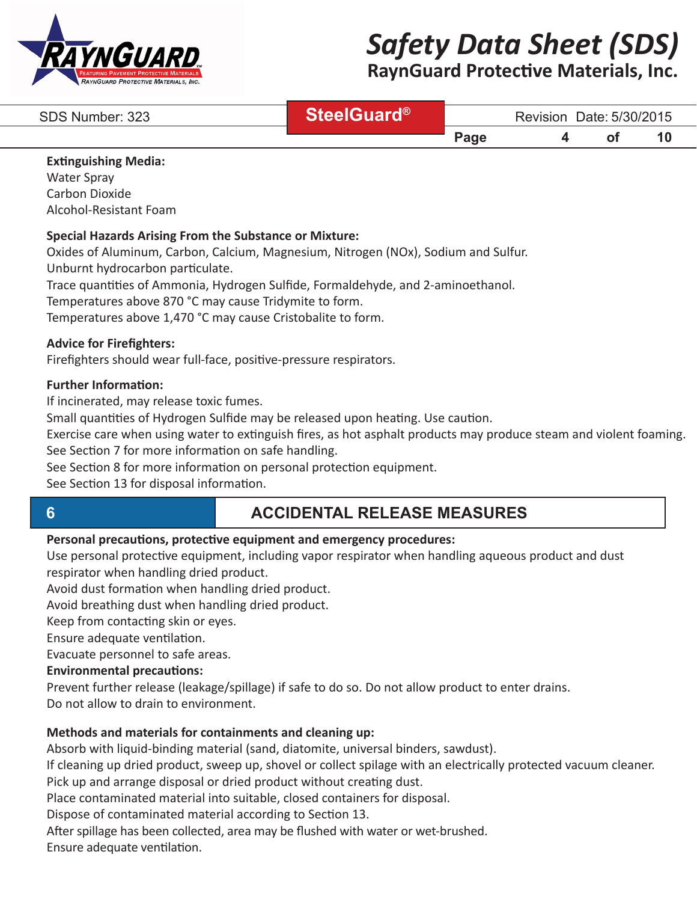**Extinguishing Media:**
Water Spray
Carbon Dioxide
Alcohol-Resistant Foam

**Special Hazards Arising From the Substance or Mixture:**
Oxides of Aluminum, Carbon, Calcium, Magnesium, Nitrogen (NOx), Sodium and Sulfur.
Unburnt hydrocarbon particulate.
Trace quantities of Ammonia, Hydrogen Sulfide, Formaldehyde, and 2-aminoethanol.
Temperatures above 870 °C may cause Tridymite to form.
Temperatures above 1,470 °C may cause Cristobalite to form.

**Advice for Firefighters:**
Firefighters should wear full-face, positive-pressure respirators.

**Further Information:**
If incinerated, may release toxic fumes.
Small quantities of Hydrogen Sulfide may be released upon heating. Use caution.
Exercise care when using water to extinguish fires, as hot asphalt products may produce steam and violent foaming.
See Section 7 for more information on safe handling.
See Section 8 for more information on personal protection equipment.
See Section 13 for disposal information.

## 6 ACCIDENTAL RELEASE MEASURES

**Personal precautions, protective equipment and emergency procedures:**
Use personal protective equipment, including vapor respirator when handling aqueous product and dust respirator when handling dried product.
Avoid dust formation when handling dried product.
Avoid breathing dust when handling dried product.
Keep from contacting skin or eyes.
Ensure adequate ventilation.
Evacuate personnel to safe areas.

**Environmental precautions:**
Prevent further release (leakage/spillage) if safe to do so. Do not allow product to enter drains.
Do not allow to drain to environment.

**Methods and materials for containments and cleaning up:**
Absorb with liquid-binding material (sand, diatomite, universal binders, sawdust).
If cleaning up dried product, sweep up, shovel or collect spilage with an electrically protected vacuum cleaner.
Pick up and arrange disposal or dried product without creating dust.
Place contaminated material into suitable, closed containers for disposal.
Dispose of contaminated material according to Section 13.
After spillage has been collected, area may be flushed with water or wet-brushed.
Ensure adequate ventilation.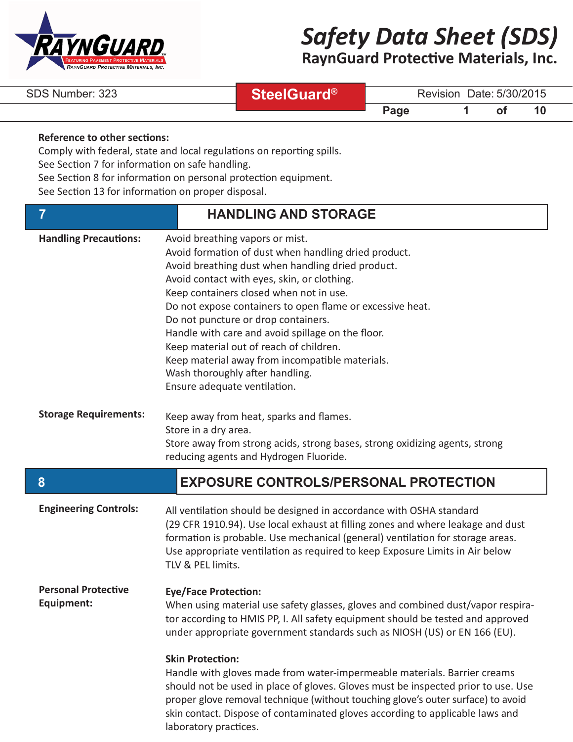**Reference to other sections:**
Comply with federal, state and local regulations on reporting spills.
See Section 7 for information on safe handling.
See Section 8 for information on personal protection equipment.
See Section 13 for information on proper disposal.

## 7 HANDLING AND STORAGE

**Handling Precautions:**

Avoid breathing vapors or mist.
Avoid formation of dust when handling dried product.
Avoid breathing dust when handling dried product.
Avoid contact with eyes, skin, or clothing.
Keep containers closed when not in use.
Do not expose containers to open flame or excessive heat.
Do not puncture or drop containers.
Handle with care and avoid spillage on the floor.
Keep material out of reach of children.
Keep material away from incompatible materials.
Wash thoroughly after handling.
Ensure adequate ventilation.

**Storage Requirements:**

Keep away from heat, sparks and flames.
Store in a dry area.
Store away from strong acids, strong bases, strong oxidizing agents, strong reducing agents and Hydrogen Fluoride.

## 8 EXPOSURE CONTROLS/PERSONAL PROTECTION

**Engineering Controls:**

All ventilation should be designed in accordance with OSHA standard (29 CFR 1910.94). Use local exhaust at filling zones and where leakage and dust formation is probable. Use mechanical (general) ventilation for storage areas. Use appropriate ventilation as required to keep Exposure Limits in Air below TLV & PEL limits.

**Personal Protective Equipment:**

**Eye/Face Protection:**
When using material use safety glasses, gloves and combined dust/vapor respirator according to HMIS PP, I. All safety equipment should be tested and approved under appropriate government standards such as NIOSH (US) or EN 166 (EU).

**Skin Protection:**
Handle with gloves made from water-impermeable materials. Barrier creams should not be used in place of gloves. Gloves must be inspected prior to use. Use proper glove removal technique (without touching glove's outer surface) to avoid skin contact. Dispose of contaminated gloves according to applicable laws and laboratory practices.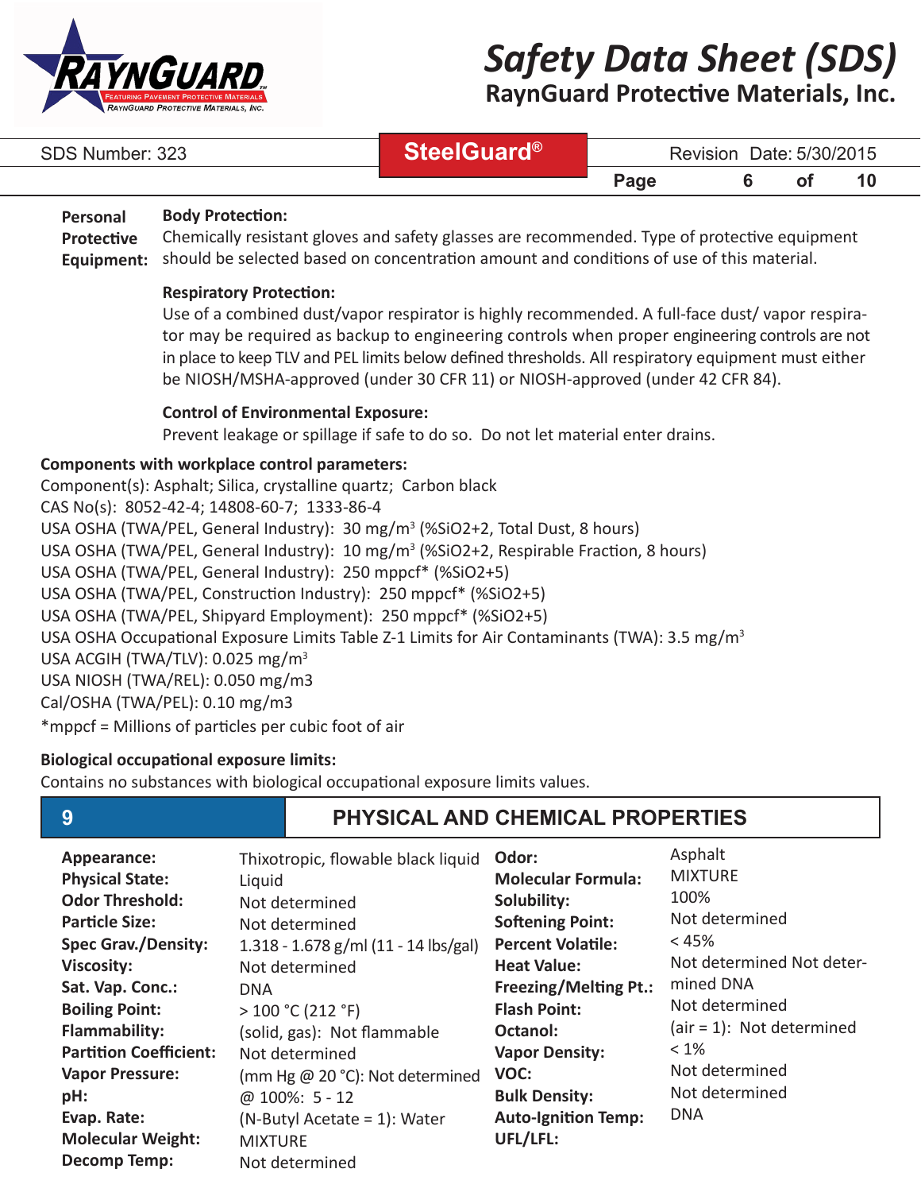**Personal Protective Equipment:**

**Body Protection:**
Chemically resistant gloves and safety glasses are recommended. Type of protective equipment should be selected based on concentration amount and conditions of use of this material.

**Respiratory Protection:**
Use of a combined dust/vapor respirator is highly recommended. A full-face dust/ vapor respirator may be required as backup to engineering controls when proper engineering controls are not in place to keep TLV and PEL limits below defined thresholds. All respiratory equipment must either be NIOSH/MSHA-approved (under 30 CFR 11) or NIOSH-approved (under 42 CFR 84).

**Control of Environmental Exposure:**
Prevent leakage or spillage if safe to do so. Do not let material enter drains.

**Components with workplace control parameters:**

Component(s): Asphalt; Silica, crystalline quartz; Carbon black
CAS No(s): 8052-42-4; 14808-60-7; 1333-86-4
USA OSHA (TWA/PEL, General Industry): 30 mg/m$^3$ (%SiO2+2, Total Dust, 8 hours)
USA OSHA (TWA/PEL, General Industry): 10 mg/m$^3$ (%SiO2+2, Respirable Fraction, 8 hours)
USA OSHA (TWA/PEL, General Industry): 250 mppcf* (%SiO2+5)
USA OSHA (TWA/PEL, Construction Industry): 250 mppcf* (%SiO2+5)
USA OSHA (TWA/PEL, Shipyard Employment): 250 mppcf* (%SiO2+5)
USA OSHA Occupational Exposure Limits Table Z-1 Limits for Air Contaminants (TWA): 3.5 mg/m$^3$
USA ACGIH (TWA/TLV): 0.025 mg/m$^3$
USA NIOSH (TWA/REL): 0.050 mg/m3
Cal/OSHA (TWA/PEL): 0.10 mg/m3
*mppcf = Millions of particles per cubic foot of air

**Biological occupational exposure limits:**
Contains no substances with biological occupational exposure limits values.

## 9 PHYSICAL AND CHEMICAL PROPERTIES

| Property | Value | Property | Value |
|---|---|---|---|
| **Appearance:** | Thixotropic, flowable black liquid | **Odor:** | Asphalt |
| **Physical State:** | Liquid | **Molecular Formula:** | MIXTURE |
| **Odor Threshold:** | Not determined | **Solubility:** | 100% |
| **Particle Size:** | Not determined | **Softening Point:** | Not determined |
| **Spec Grav./Density:** | 1.318 - 1.678 g/ml (11 - 14 lbs/gal) | **Percent Volatile:** | < 45% |
| **Viscosity:** | Not determined | **Heat Value:** | Not determined Not determined DNA |
| **Sat. Vap. Conc.:** | DNA | **Freezing/Melting Pt.:** | |
| **Boiling Point:** | > 100 °C (212 °F) | **Flash Point:** | Not determined |
| **Flammability:** | (solid, gas): Not flammable | **Octanol:** | (air = 1): Not determined |
| **Partition Coefficient:** | Not determined | **Vapor Density:** | < 1% |
| **Vapor Pressure:** | (mm Hg @ 20 °C): Not determined | **VOC:** | Not determined |
| **pH:** | @ 100%: 5 - 12 | **Bulk Density:** | Not determined |
| **Evap. Rate:** | (N-Butyl Acetate = 1): Water | **Auto-Ignition Temp:** | DNA |
| **Molecular Weight:** | MIXTURE | **UFL/LFL:** | |
| **Decomp Temp:** | Not determined | | |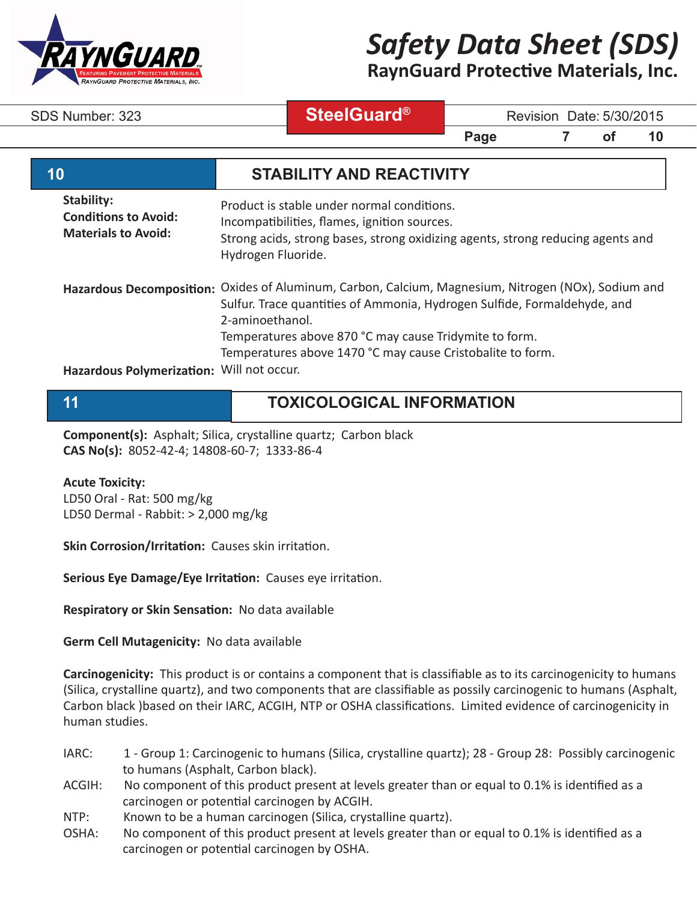## 10 STABILITY AND REACTIVITY

**Stability:** Product is stable under normal conditions.

**Conditions to Avoid:** Incompatibilities, flames, ignition sources.

**Materials to Avoid:** Strong acids, strong bases, strong oxidizing agents, strong reducing agents and Hydrogen Fluoride.

**Hazardous Decomposition:** Oxides of Aluminum, Carbon, Calcium, Magnesium, Nitrogen (NOx), Sodium and Sulfur. Trace quantities of Ammonia, Hydrogen Sulfide, Formaldehyde, and 2-aminoethanol.
Temperatures above 870 °C may cause Tridymite to form.
Temperatures above 1470 °C may cause Cristobalite to form.

**Hazardous Polymerization:** Will not occur.

## 11 TOXICOLOGICAL INFORMATION

**Component(s):** Asphalt; Silica, crystalline quartz; Carbon black
**CAS No(s):** 8052-42-4; 14808-60-7; 1333-86-4

**Acute Toxicity:**
LD50 Oral - Rat: 500 mg/kg
LD50 Dermal - Rabbit: > 2,000 mg/kg

**Skin Corrosion/Irritation:** Causes skin irritation.

**Serious Eye Damage/Eye Irritation:** Causes eye irritation.

**Respiratory or Skin Sensation:** No data available

**Germ Cell Mutagenicity:** No data available

**Carcinogenicity:** This product is or contains a component that is classifiable as to its carcinogenicity to humans (Silica, crystalline quartz), and two components that are classifiable as possily carcinogenic to humans (Asphalt, Carbon black )based on their IARC, ACGIH, NTP or OSHA classifications. Limited evidence of carcinogenicity in human studies.

IARC: 1 - Group 1: Carcinogenic to humans (Silica, crystalline quartz); 28 - Group 28: Possibly carcinogenic to humans (Asphalt, Carbon black).

ACGIH: No component of this product present at levels greater than or equal to 0.1% is identified as a carcinogen or potential carcinogen by ACGIH.

NTP: Known to be a human carcinogen (Silica, crystalline quartz).

OSHA: No component of this product present at levels greater than or equal to 0.1% is identified as a carcinogen or potential carcinogen by OSHA.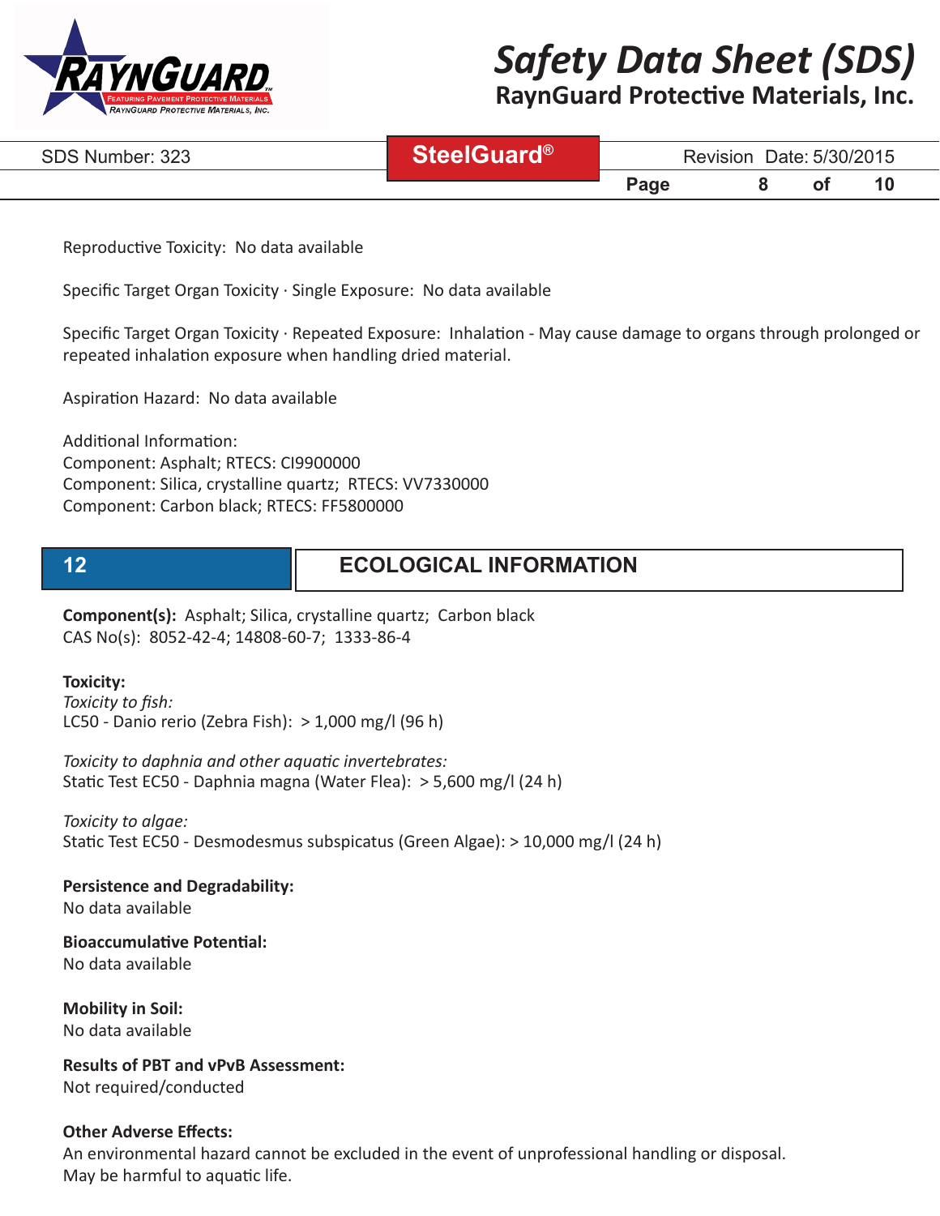Reproductive Toxicity: No data available

Specific Target Organ Toxicity · Single Exposure: No data available

Specific Target Organ Toxicity · Repeated Exposure: Inhalation - May cause damage to organs through prolonged or repeated inhalation exposure when handling dried material.

Aspiration Hazard: No data available

Additional Information:
Component: Asphalt; RTECS: CI9900000
Component: Silica, crystalline quartz; RTECS: VV7330000
Component: Carbon black; RTECS: FF5800000

## 12 ECOLOGICAL INFORMATION

**Component(s):** Asphalt; Silica, crystalline quartz; Carbon black
CAS No(s): 8052-42-4; 14808-60-7; 1333-86-4

**Toxicity:**
*Toxicity to fish:*
LC50 - Danio rerio (Zebra Fish): > 1,000 mg/l (96 h)

*Toxicity to daphnia and other aquatic invertebrates:*
Static Test EC50 - Daphnia magna (Water Flea): > 5,600 mg/l (24 h)

*Toxicity to algae:*
Static Test EC50 - Desmodesmus subspicatus (Green Algae): > 10,000 mg/l (24 h)

**Persistence and Degradability:**
No data available

**Bioaccumulative Potential:**
No data available

**Mobility in Soil:**
No data available

**Results of PBT and vPvB Assessment:**
Not required/conducted

**Other Adverse Effects:**
An environmental hazard cannot be excluded in the event of unprofessional handling or disposal.
May be harmful to aquatic life.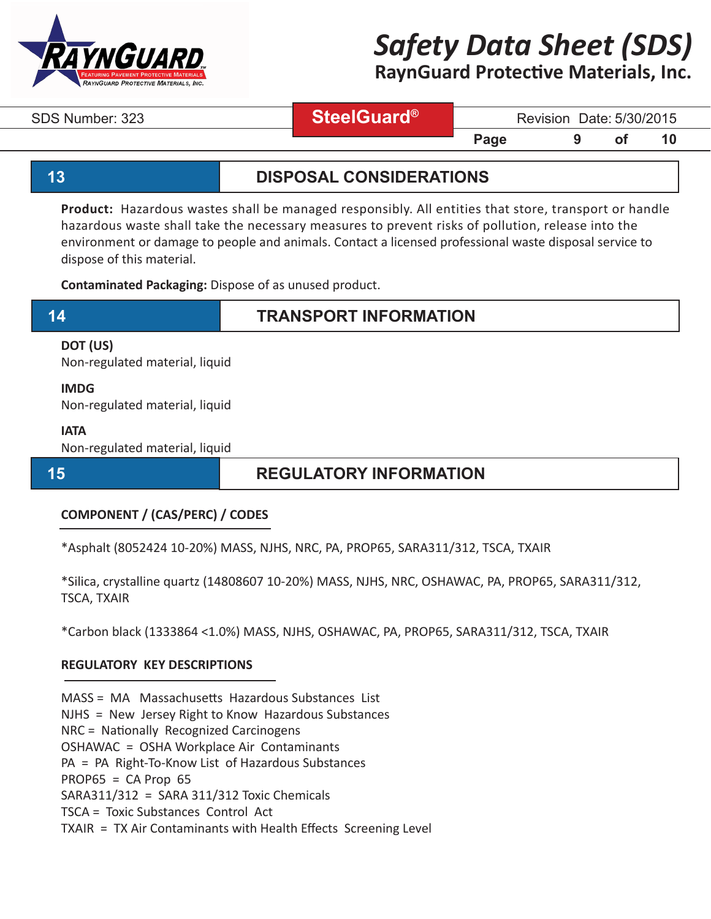## 13 DISPOSAL CONSIDERATIONS

**Product:** Hazardous wastes shall be managed responsibly. All entities that store, transport or handle hazardous waste shall take the necessary measures to prevent risks of pollution, release into the environment or damage to people and animals. Contact a licensed professional waste disposal service to dispose of this material.

**Contaminated Packaging:** Dispose of as unused product.

## 14 TRANSPORT INFORMATION

**DOT (US)**
Non-regulated material, liquid

**IMDG**
Non-regulated material, liquid

**IATA**
Non-regulated material, liquid

## 15 REGULATORY INFORMATION

**COMPONENT / (CAS/PERC) / CODES**

*Asphalt (8052424 10-20%) MASS, NJHS, NRC, PA, PROP65, SARA311/312, TSCA, TXAIR

*Silica, crystalline quartz (14808607 10-20%) MASS, NJHS, NRC, OSHAWAC, PA, PROP65, SARA311/312, TSCA, TXAIR

*Carbon black (1333864 <1.0%) MASS, NJHS, OSHAWAC, PA, PROP65, SARA311/312, TSCA, TXAIR

**REGULATORY KEY DESCRIPTIONS**

MASS = MA Massachusetts Hazardous Substances List
NJHS = New Jersey Right to Know Hazardous Substances
NRC = Nationally Recognized Carcinogens
OSHAWAC = OSHA Workplace Air Contaminants
PA = PA Right-To-Know List of Hazardous Substances
PROP65 = CA Prop 65
SARA311/312 = SARA 311/312 Toxic Chemicals
TSCA = Toxic Substances Control Act
TXAIR = TX Air Contaminants with Health Effects Screening Level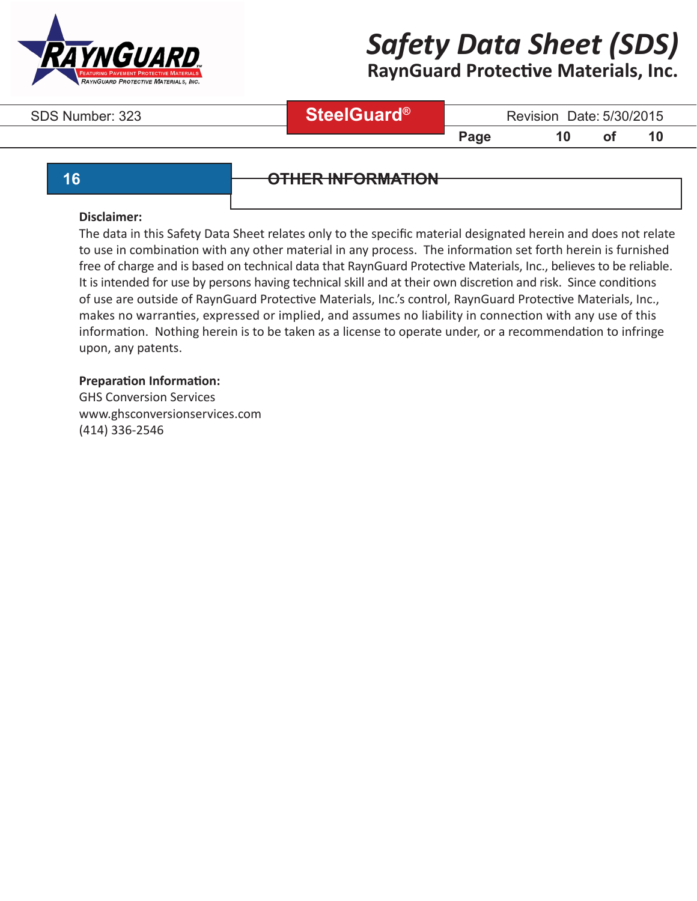## 16 OTHER INFORMATION

**Disclaimer:**

The data in this Safety Data Sheet relates only to the specific material designated herein and does not relate to use in combination with any other material in any process. The information set forth herein is furnished free of charge and is based on technical data that RaynGuard Protective Materials, Inc., believes to be reliable. It is intended for use by persons having technical skill and at their own discretion and risk. Since conditions of use are outside of RaynGuard Protective Materials, Inc.'s control, RaynGuard Protective Materials, Inc., makes no warranties, expressed or implied, and assumes no liability in connection with any use of this information. Nothing herein is to be taken as a license to operate under, or a recommendation to infringe upon, any patents.

**Preparation Information:**

GHS Conversion Services
www.ghsconversionservices.com
(414) 336-2546